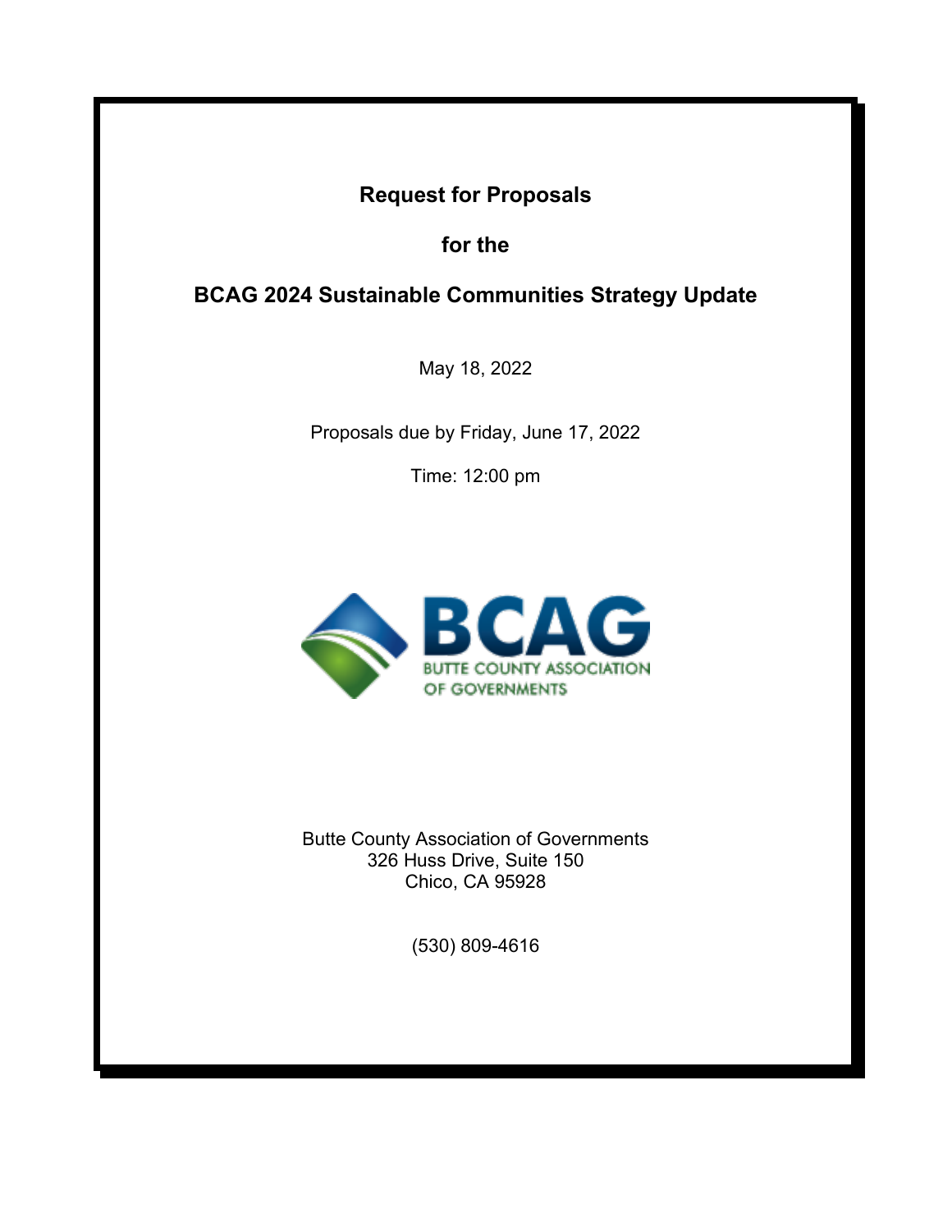# Request for Proposals

## for the

## BCAG 2024 Sustainable Communities Strategy Update

May 18, 2022

Proposals due by Friday, June 17, 2022

Time: 12:00 pm

BCAG
BUTTE COUNTY ASSOCIATION OF GOVERNMENTS

Butte County Association of Governments
326 Huss Drive, Suite 150
Chico, CA 95928

(530) 809-4616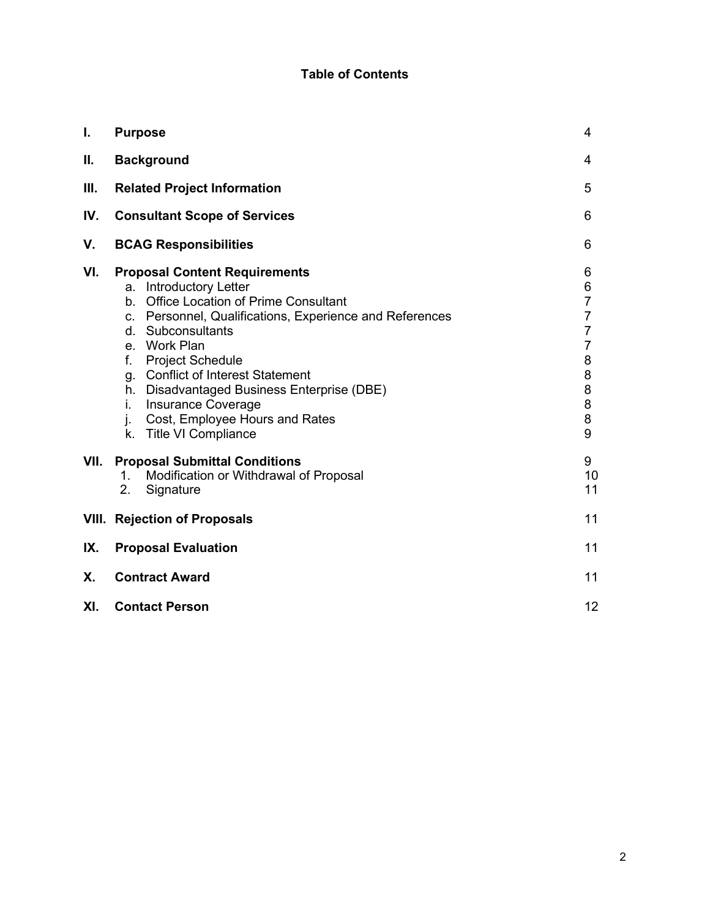**Table of Contents**

| | | |
|---|---|---|
| **I.** | **Purpose** | 4 |
| **II.** | **Background** | 4 |
| **III.** | **Related Project Information** | 5 |
| **IV.** | **Consultant Scope of Services** | 6 |
| **V.** | **BCAG Responsibilities** | 6 |
| **VI.** | **Proposal Content Requirements** | 6 |
| | a. Introductory Letter | 6 |
| | b. Office Location of Prime Consultant | 7 |
| | c. Personnel, Qualifications, Experience and References | 7 |
| | d. Subconsultants | 7 |
| | e. Work Plan | 7 |
| | f. Project Schedule | 8 |
| | g. Conflict of Interest Statement | 8 |
| | h. Disadvantaged Business Enterprise (DBE) | 8 |
| | i. Insurance Coverage | 8 |
| | j. Cost, Employee Hours and Rates | 8 |
| | k. Title VI Compliance | 9 |
| **VII.** | **Proposal Submittal Conditions** | 9 |
| | 1. Modification or Withdrawal of Proposal | 10 |
| | 2. Signature | 11 |
| **VIII.** | **Rejection of Proposals** | 11 |
| **IX.** | **Proposal Evaluation** | 11 |
| **X.** | **Contract Award** | 11 |
| **XI.** | **Contact Person** | 12 |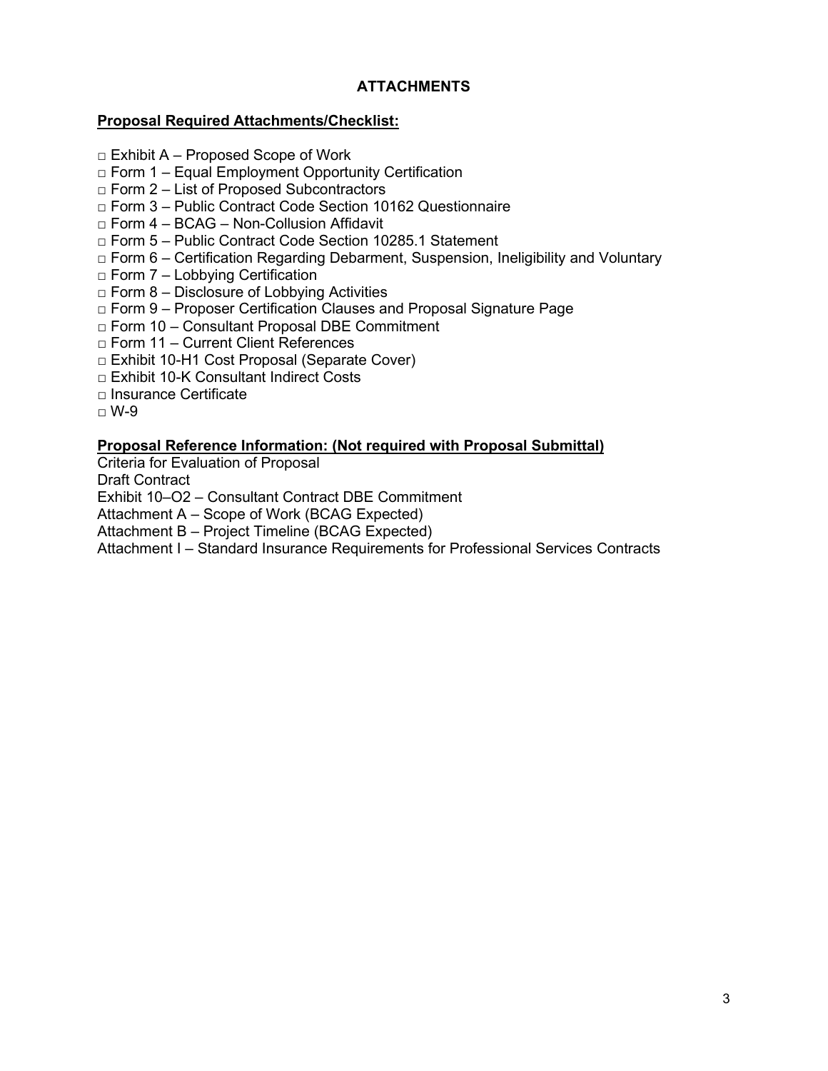# ATTACHMENTS

**Proposal Required Attachments/Checklist:**

- □ Exhibit A – Proposed Scope of Work
- □ Form 1 – Equal Employment Opportunity Certification
- □ Form 2 – List of Proposed Subcontractors
- □ Form 3 – Public Contract Code Section 10162 Questionnaire
- □ Form 4 – BCAG – Non-Collusion Affidavit
- □ Form 5 – Public Contract Code Section 10285.1 Statement
- □ Form 6 – Certification Regarding Debarment, Suspension, Ineligibility and Voluntary
- □ Form 7 – Lobbying Certification
- □ Form 8 – Disclosure of Lobbying Activities
- □ Form 9 – Proposer Certification Clauses and Proposal Signature Page
- □ Form 10 – Consultant Proposal DBE Commitment
- □ Form 11 – Current Client References
- □ Exhibit 10-H1 Cost Proposal (Separate Cover)
- □ Exhibit 10-K Consultant Indirect Costs
- □ Insurance Certificate
- □ W-9

**Proposal Reference Information: (Not required with Proposal Submittal)**

Criteria for Evaluation of Proposal
Draft Contract
Exhibit 10–O2 – Consultant Contract DBE Commitment
Attachment A – Scope of Work (BCAG Expected)
Attachment B – Project Timeline (BCAG Expected)
Attachment I – Standard Insurance Requirements for Professional Services Contracts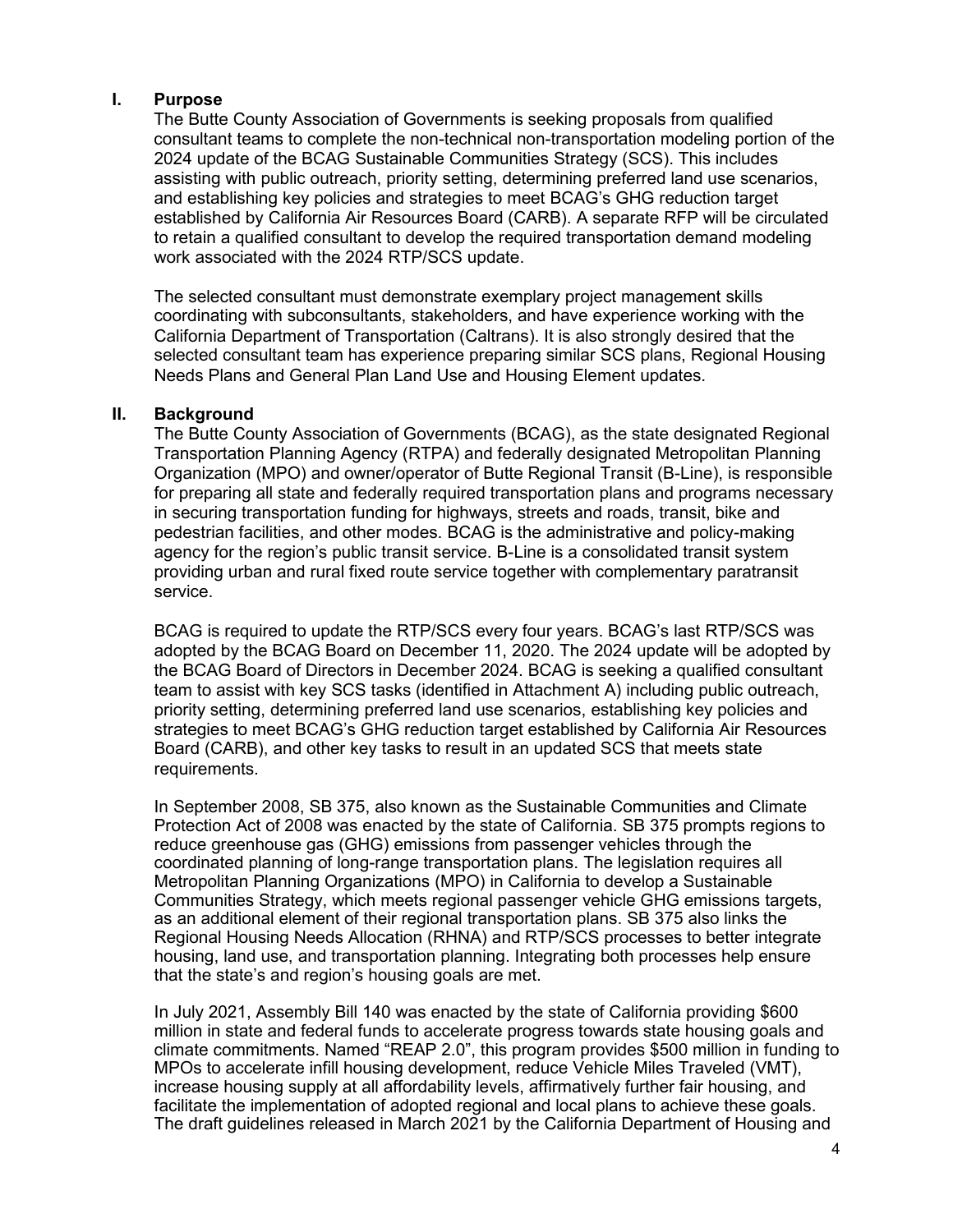## I. Purpose

The Butte County Association of Governments is seeking proposals from qualified consultant teams to complete the non-technical non-transportation modeling portion of the 2024 update of the BCAG Sustainable Communities Strategy (SCS). This includes assisting with public outreach, priority setting, determining preferred land use scenarios, and establishing key policies and strategies to meet BCAG's GHG reduction target established by California Air Resources Board (CARB). A separate RFP will be circulated to retain a qualified consultant to develop the required transportation demand modeling work associated with the 2024 RTP/SCS update.

The selected consultant must demonstrate exemplary project management skills coordinating with subconsultants, stakeholders, and have experience working with the California Department of Transportation (Caltrans). It is also strongly desired that the selected consultant team has experience preparing similar SCS plans, Regional Housing Needs Plans and General Plan Land Use and Housing Element updates.

## II. Background

The Butte County Association of Governments (BCAG), as the state designated Regional Transportation Planning Agency (RTPA) and federally designated Metropolitan Planning Organization (MPO) and owner/operator of Butte Regional Transit (B-Line), is responsible for preparing all state and federally required transportation plans and programs necessary in securing transportation funding for highways, streets and roads, transit, bike and pedestrian facilities, and other modes. BCAG is the administrative and policy-making agency for the region's public transit service. B-Line is a consolidated transit system providing urban and rural fixed route service together with complementary paratransit service.

BCAG is required to update the RTP/SCS every four years. BCAG's last RTP/SCS was adopted by the BCAG Board on December 11, 2020. The 2024 update will be adopted by the BCAG Board of Directors in December 2024. BCAG is seeking a qualified consultant team to assist with key SCS tasks (identified in Attachment A) including public outreach, priority setting, determining preferred land use scenarios, establishing key policies and strategies to meet BCAG's GHG reduction target established by California Air Resources Board (CARB), and other key tasks to result in an updated SCS that meets state requirements.

In September 2008, SB 375, also known as the Sustainable Communities and Climate Protection Act of 2008 was enacted by the state of California. SB 375 prompts regions to reduce greenhouse gas (GHG) emissions from passenger vehicles through the coordinated planning of long-range transportation plans. The legislation requires all Metropolitan Planning Organizations (MPO) in California to develop a Sustainable Communities Strategy, which meets regional passenger vehicle GHG emissions targets, as an additional element of their regional transportation plans. SB 375 also links the Regional Housing Needs Allocation (RHNA) and RTP/SCS processes to better integrate housing, land use, and transportation planning. Integrating both processes help ensure that the state's and region's housing goals are met.

In July 2021, Assembly Bill 140 was enacted by the state of California providing $600 million in state and federal funds to accelerate progress towards state housing goals and climate commitments. Named "REAP 2.0", this program provides $500 million in funding to MPOs to accelerate infill housing development, reduce Vehicle Miles Traveled (VMT), increase housing supply at all affordability levels, affirmatively further fair housing, and facilitate the implementation of adopted regional and local plans to achieve these goals. The draft guidelines released in March 2021 by the California Department of Housing and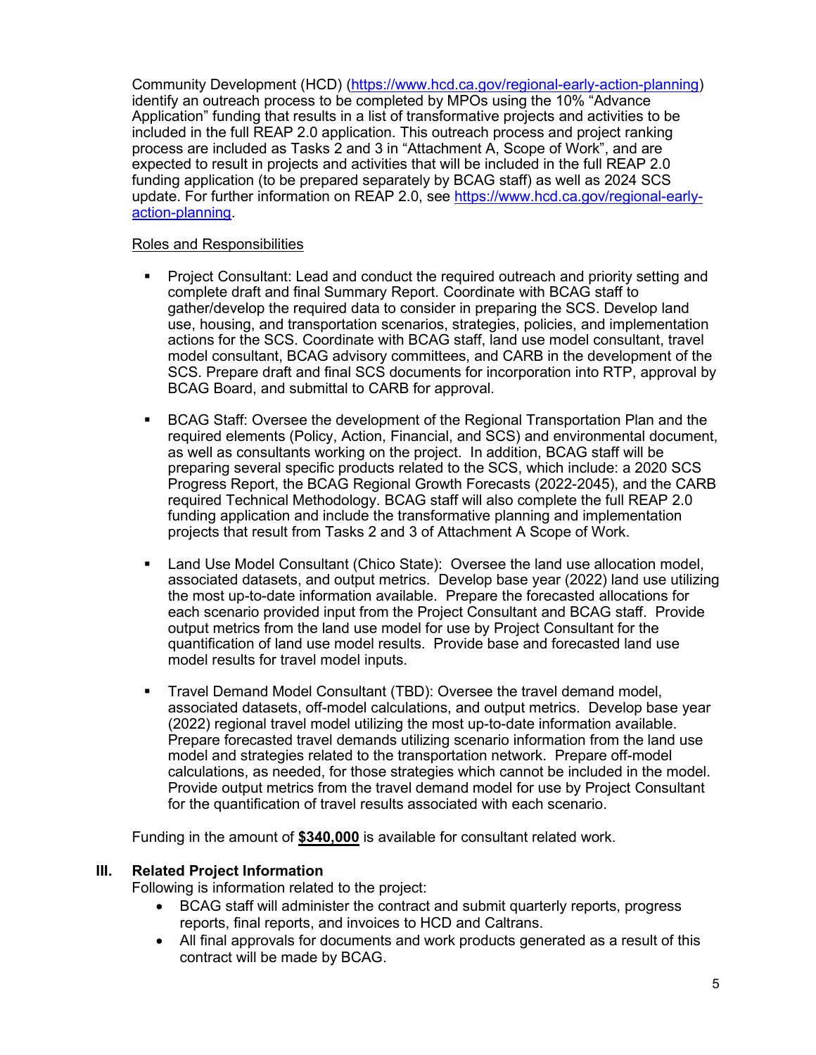Community Development (HCD) ([https://www.hcd.ca.gov/regional-early-action-planning](https://www.hcd.ca.gov/regional-early-action-planning)) identify an outreach process to be completed by MPOs using the 10% "Advance Application" funding that results in a list of transformative projects and activities to be included in the full REAP 2.0 application. This outreach process and project ranking process are included as Tasks 2 and 3 in "Attachment A, Scope of Work", and are expected to result in projects and activities that will be included in the full REAP 2.0 funding application (to be prepared separately by BCAG staff) as well as 2024 SCS update. For further information on REAP 2.0, see [https://www.hcd.ca.gov/regional-early-action-planning](https://www.hcd.ca.gov/regional-early-action-planning).

<u>Roles and Responsibilities</u>

- Project Consultant: Lead and conduct the required outreach and priority setting and complete draft and final Summary Report. Coordinate with BCAG staff to gather/develop the required data to consider in preparing the SCS. Develop land use, housing, and transportation scenarios, strategies, policies, and implementation actions for the SCS. Coordinate with BCAG staff, land use model consultant, travel model consultant, BCAG advisory committees, and CARB in the development of the SCS. Prepare draft and final SCS documents for incorporation into RTP, approval by BCAG Board, and submittal to CARB for approval.

- BCAG Staff: Oversee the development of the Regional Transportation Plan and the required elements (Policy, Action, Financial, and SCS) and environmental document, as well as consultants working on the project. In addition, BCAG staff will be preparing several specific products related to the SCS, which include: a 2020 SCS Progress Report, the BCAG Regional Growth Forecasts (2022-2045), and the CARB required Technical Methodology. BCAG staff will also complete the full REAP 2.0 funding application and include the transformative planning and implementation projects that result from Tasks 2 and 3 of Attachment A Scope of Work.

- Land Use Model Consultant (Chico State): Oversee the land use allocation model, associated datasets, and output metrics. Develop base year (2022) land use utilizing the most up-to-date information available. Prepare the forecasted allocations for each scenario provided input from the Project Consultant and BCAG staff. Provide output metrics from the land use model for use by Project Consultant for the quantification of land use model results. Provide base and forecasted land use model results for travel model inputs.

- Travel Demand Model Consultant (TBD): Oversee the travel demand model, associated datasets, off-model calculations, and output metrics. Develop base year (2022) regional travel model utilizing the most up-to-date information available. Prepare forecasted travel demands utilizing scenario information from the land use model and strategies related to the transportation network. Prepare off-model calculations, as needed, for those strategies which cannot be included in the model. Provide output metrics from the travel demand model for use by Project Consultant for the quantification of travel results associated with each scenario.

Funding in the amount of <u>**$340,000**</u> is available for consultant related work.

## III. Related Project Information

Following is information related to the project:

- BCAG staff will administer the contract and submit quarterly reports, progress reports, final reports, and invoices to HCD and Caltrans.
- All final approvals for documents and work products generated as a result of this contract will be made by BCAG.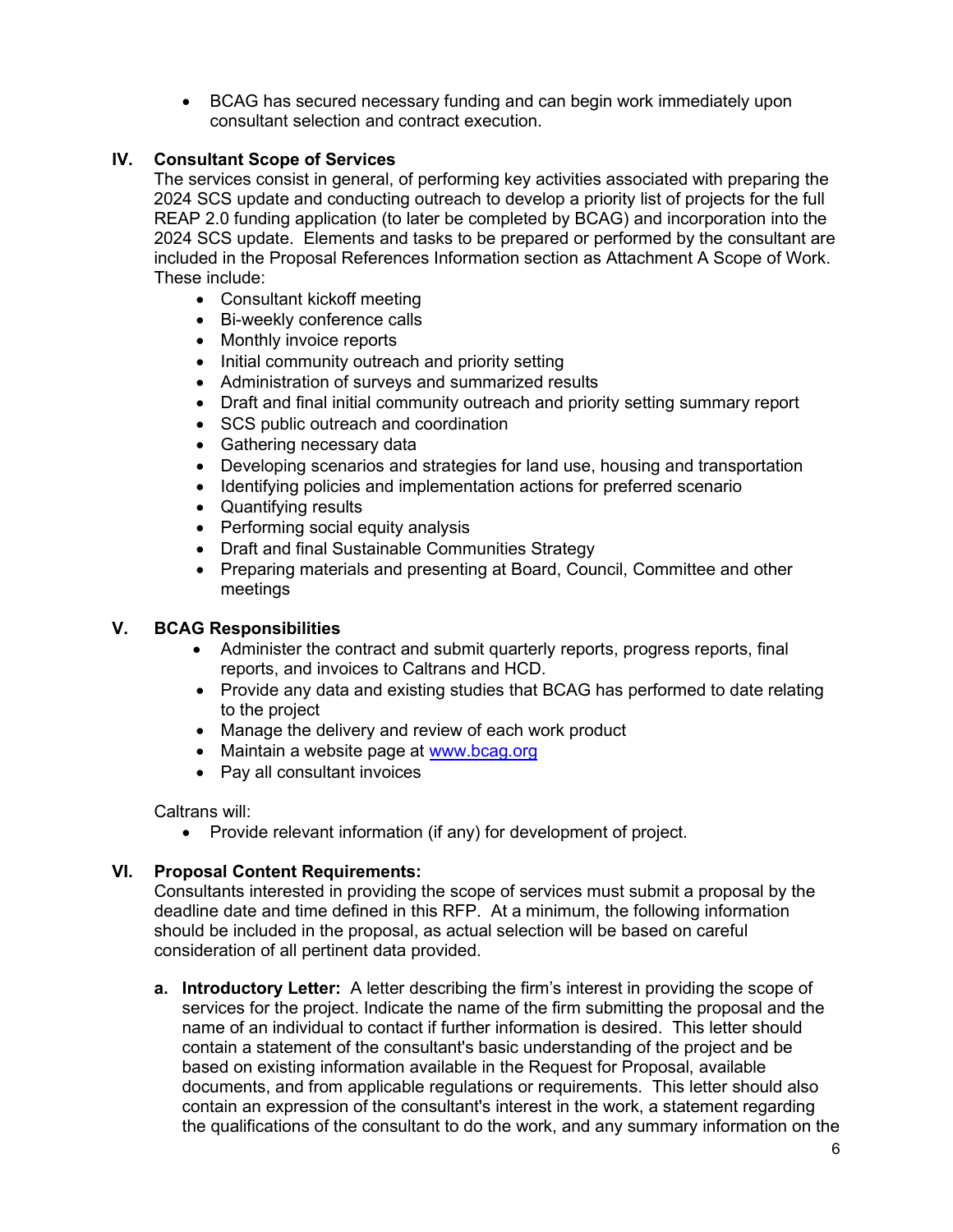- BCAG has secured necessary funding and can begin work immediately upon consultant selection and contract execution.

## IV. Consultant Scope of Services

The services consist in general, of performing key activities associated with preparing the 2024 SCS update and conducting outreach to develop a priority list of projects for the full REAP 2.0 funding application (to later be completed by BCAG) and incorporation into the 2024 SCS update. Elements and tasks to be prepared or performed by the consultant are included in the Proposal References Information section as Attachment A Scope of Work. These include:

- Consultant kickoff meeting
- Bi-weekly conference calls
- Monthly invoice reports
- Initial community outreach and priority setting
- Administration of surveys and summarized results
- Draft and final initial community outreach and priority setting summary report
- SCS public outreach and coordination
- Gathering necessary data
- Developing scenarios and strategies for land use, housing and transportation
- Identifying policies and implementation actions for preferred scenario
- Quantifying results
- Performing social equity analysis
- Draft and final Sustainable Communities Strategy
- Preparing materials and presenting at Board, Council, Committee and other meetings

## V. BCAG Responsibilities

- Administer the contract and submit quarterly reports, progress reports, final reports, and invoices to Caltrans and HCD.
- Provide any data and existing studies that BCAG has performed to date relating to the project
- Manage the delivery and review of each work product
- Maintain a website page at [www.bcag.org](www.bcag.org)
- Pay all consultant invoices

Caltrans will:

- Provide relevant information (if any) for development of project.

## VI. Proposal Content Requirements:

Consultants interested in providing the scope of services must submit a proposal by the deadline date and time defined in this RFP. At a minimum, the following information should be included in the proposal, as actual selection will be based on careful consideration of all pertinent data provided.

a. **Introductory Letter:** A letter describing the firm's interest in providing the scope of services for the project. Indicate the name of the firm submitting the proposal and the name of an individual to contact if further information is desired. This letter should contain a statement of the consultant's basic understanding of the project and be based on existing information available in the Request for Proposal, available documents, and from applicable regulations or requirements. This letter should also contain an expression of the consultant's interest in the work, a statement regarding the qualifications of the consultant to do the work, and any summary information on the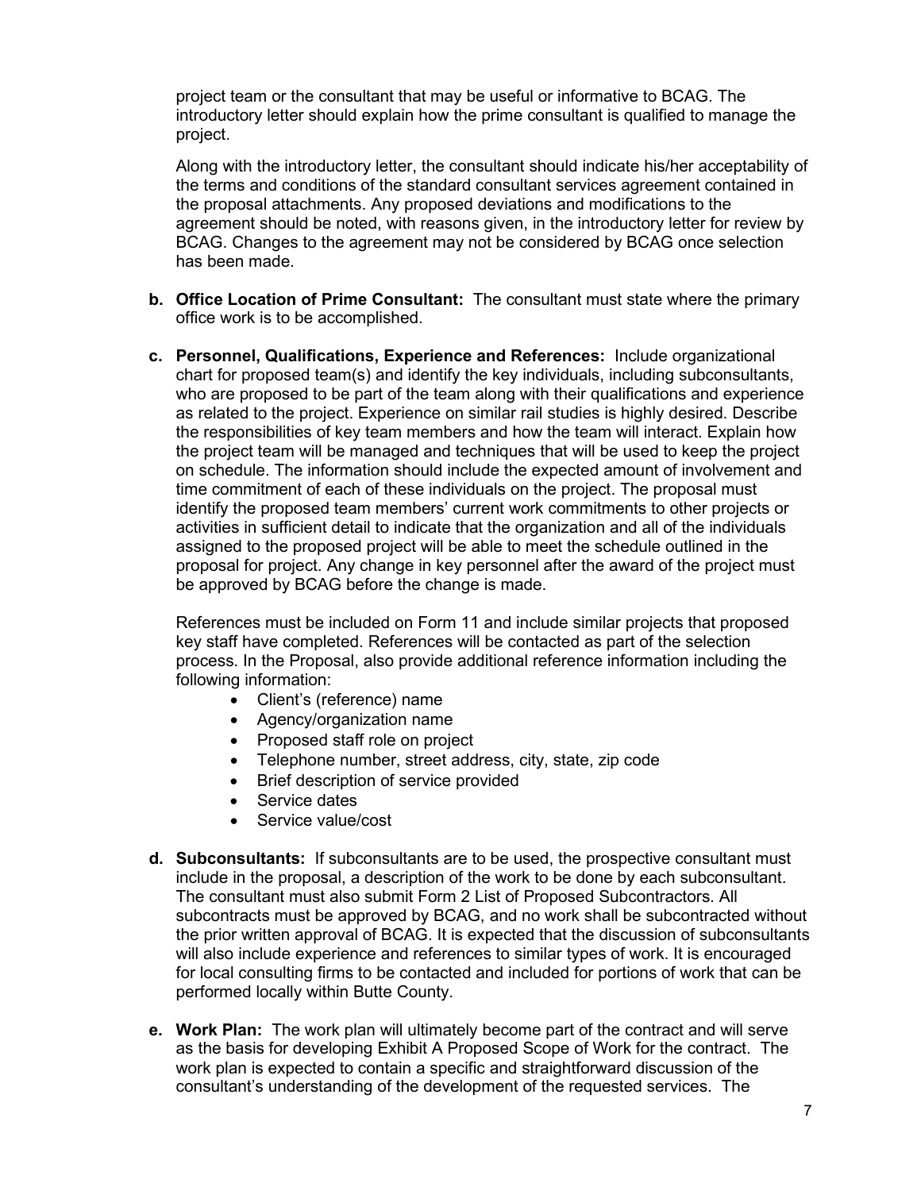project team or the consultant that may be useful or informative to BCAG. The introductory letter should explain how the prime consultant is qualified to manage the project.

Along with the introductory letter, the consultant should indicate his/her acceptability of the terms and conditions of the standard consultant services agreement contained in the proposal attachments. Any proposed deviations and modifications to the agreement should be noted, with reasons given, in the introductory letter for review by BCAG. Changes to the agreement may not be considered by BCAG once selection has been made.

**b. Office Location of Prime Consultant:** The consultant must state where the primary office work is to be accomplished.

**c. Personnel, Qualifications, Experience and References:** Include organizational chart for proposed team(s) and identify the key individuals, including subconsultants, who are proposed to be part of the team along with their qualifications and experience as related to the project. Experience on similar rail studies is highly desired. Describe the responsibilities of key team members and how the team will interact. Explain how the project team will be managed and techniques that will be used to keep the project on schedule. The information should include the expected amount of involvement and time commitment of each of these individuals on the project. The proposal must identify the proposed team members' current work commitments to other projects or activities in sufficient detail to indicate that the organization and all of the individuals assigned to the proposed project will be able to meet the schedule outlined in the proposal for project. Any change in key personnel after the award of the project must be approved by BCAG before the change is made.

References must be included on Form 11 and include similar projects that proposed key staff have completed. References will be contacted as part of the selection process. In the Proposal, also provide additional reference information including the following information:

- Client's (reference) name
- Agency/organization name
- Proposed staff role on project
- Telephone number, street address, city, state, zip code
- Brief description of service provided
- Service dates
- Service value/cost

**d. Subconsultants:** If subconsultants are to be used, the prospective consultant must include in the proposal, a description of the work to be done by each subconsultant. The consultant must also submit Form 2 List of Proposed Subcontractors. All subcontracts must be approved by BCAG, and no work shall be subcontracted without the prior written approval of BCAG. It is expected that the discussion of subconsultants will also include experience and references to similar types of work. It is encouraged for local consulting firms to be contacted and included for portions of work that can be performed locally within Butte County.

**e. Work Plan:** The work plan will ultimately become part of the contract and will serve as the basis for developing Exhibit A Proposed Scope of Work for the contract. The work plan is expected to contain a specific and straightforward discussion of the consultant's understanding of the development of the requested services. The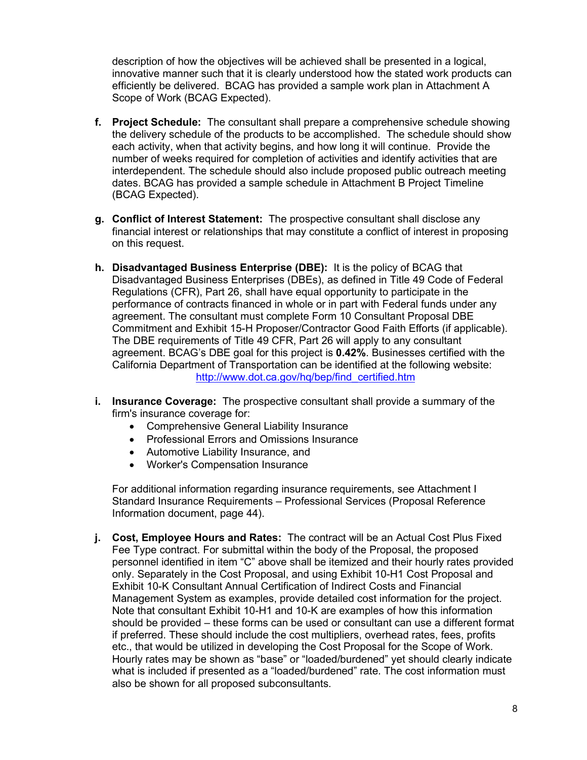description of how the objectives will be achieved shall be presented in a logical, innovative manner such that it is clearly understood how the stated work products can efficiently be delivered. BCAG has provided a sample work plan in Attachment A Scope of Work (BCAG Expected).

f. **Project Schedule:** The consultant shall prepare a comprehensive schedule showing the delivery schedule of the products to be accomplished. The schedule should show each activity, when that activity begins, and how long it will continue. Provide the number of weeks required for completion of activities and identify activities that are interdependent. The schedule should also include proposed public outreach meeting dates. BCAG has provided a sample schedule in Attachment B Project Timeline (BCAG Expected).

g. **Conflict of Interest Statement:** The prospective consultant shall disclose any financial interest or relationships that may constitute a conflict of interest in proposing on this request.

h. **Disadvantaged Business Enterprise (DBE):** It is the policy of BCAG that Disadvantaged Business Enterprises (DBEs), as defined in Title 49 Code of Federal Regulations (CFR), Part 26, shall have equal opportunity to participate in the performance of contracts financed in whole or in part with Federal funds under any agreement. The consultant must complete Form 10 Consultant Proposal DBE Commitment and Exhibit 15-H Proposer/Contractor Good Faith Efforts (if applicable). The DBE requirements of Title 49 CFR, Part 26 will apply to any consultant agreement. BCAG's DBE goal for this project is **0.42%**. Businesses certified with the California Department of Transportation can be identified at the following website: http://www.dot.ca.gov/hq/bep/find_certified.htm

i. **Insurance Coverage:** The prospective consultant shall provide a summary of the firm's insurance coverage for:
   - Comprehensive General Liability Insurance
   - Professional Errors and Omissions Insurance
   - Automotive Liability Insurance, and
   - Worker's Compensation Insurance

   For additional information regarding insurance requirements, see Attachment I Standard Insurance Requirements – Professional Services (Proposal Reference Information document, page 44).

j. **Cost, Employee Hours and Rates:** The contract will be an Actual Cost Plus Fixed Fee Type contract. For submittal within the body of the Proposal, the proposed personnel identified in item "C" above shall be itemized and their hourly rates provided only. Separately in the Cost Proposal, and using Exhibit 10-H1 Cost Proposal and Exhibit 10-K Consultant Annual Certification of Indirect Costs and Financial Management System as examples, provide detailed cost information for the project. Note that consultant Exhibit 10-H1 and 10-K are examples of how this information should be provided – these forms can be used or consultant can use a different format if preferred. These should include the cost multipliers, overhead rates, fees, profits etc., that would be utilized in developing the Cost Proposal for the Scope of Work. Hourly rates may be shown as "base" or "loaded/burdened" yet should clearly indicate what is included if presented as a "loaded/burdened" rate. The cost information must also be shown for all proposed subconsultants.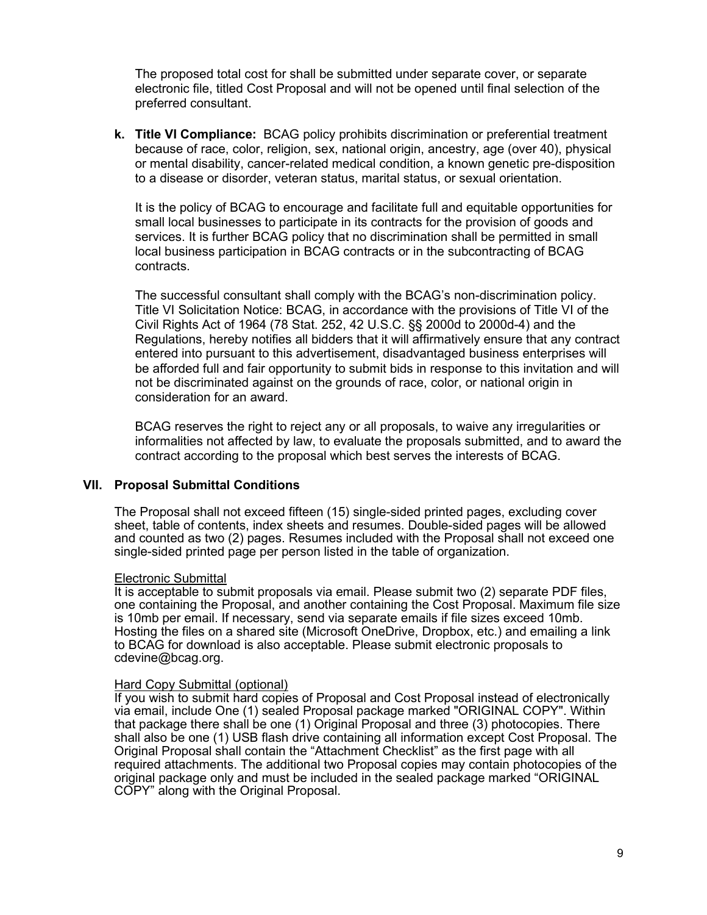The proposed total cost for shall be submitted under separate cover, or separate electronic file, titled Cost Proposal and will not be opened until final selection of the preferred consultant.

**k. Title VI Compliance:** BCAG policy prohibits discrimination or preferential treatment because of race, color, religion, sex, national origin, ancestry, age (over 40), physical or mental disability, cancer-related medical condition, a known genetic pre-disposition to a disease or disorder, veteran status, marital status, or sexual orientation.

It is the policy of BCAG to encourage and facilitate full and equitable opportunities for small local businesses to participate in its contracts for the provision of goods and services. It is further BCAG policy that no discrimination shall be permitted in small local business participation in BCAG contracts or in the subcontracting of BCAG contracts.

The successful consultant shall comply with the BCAG's non-discrimination policy. Title VI Solicitation Notice: BCAG, in accordance with the provisions of Title VI of the Civil Rights Act of 1964 (78 Stat. 252, 42 U.S.C. §§ 2000d to 2000d-4) and the Regulations, hereby notifies all bidders that it will affirmatively ensure that any contract entered into pursuant to this advertisement, disadvantaged business enterprises will be afforded full and fair opportunity to submit bids in response to this invitation and will not be discriminated against on the grounds of race, color, or national origin in consideration for an award.

BCAG reserves the right to reject any or all proposals, to waive any irregularities or informalities not affected by law, to evaluate the proposals submitted, and to award the contract according to the proposal which best serves the interests of BCAG.

## VII. Proposal Submittal Conditions

The Proposal shall not exceed fifteen (15) single-sided printed pages, excluding cover sheet, table of contents, index sheets and resumes. Double-sided pages will be allowed and counted as two (2) pages. Resumes included with the Proposal shall not exceed one single-sided printed page per person listed in the table of organization.

Electronic Submittal
It is acceptable to submit proposals via email. Please submit two (2) separate PDF files, one containing the Proposal, and another containing the Cost Proposal. Maximum file size is 10mb per email. If necessary, send via separate emails if file sizes exceed 10mb. Hosting the files on a shared site (Microsoft OneDrive, Dropbox, etc.) and emailing a link to BCAG for download is also acceptable. Please submit electronic proposals to cdevine@bcag.org.

Hard Copy Submittal (optional)
If you wish to submit hard copies of Proposal and Cost Proposal instead of electronically via email, include One (1) sealed Proposal package marked "ORIGINAL COPY". Within that package there shall be one (1) Original Proposal and three (3) photocopies. There shall also be one (1) USB flash drive containing all information except Cost Proposal. The Original Proposal shall contain the "Attachment Checklist" as the first page with all required attachments. The additional two Proposal copies may contain photocopies of the original package only and must be included in the sealed package marked "ORIGINAL COPY" along with the Original Proposal.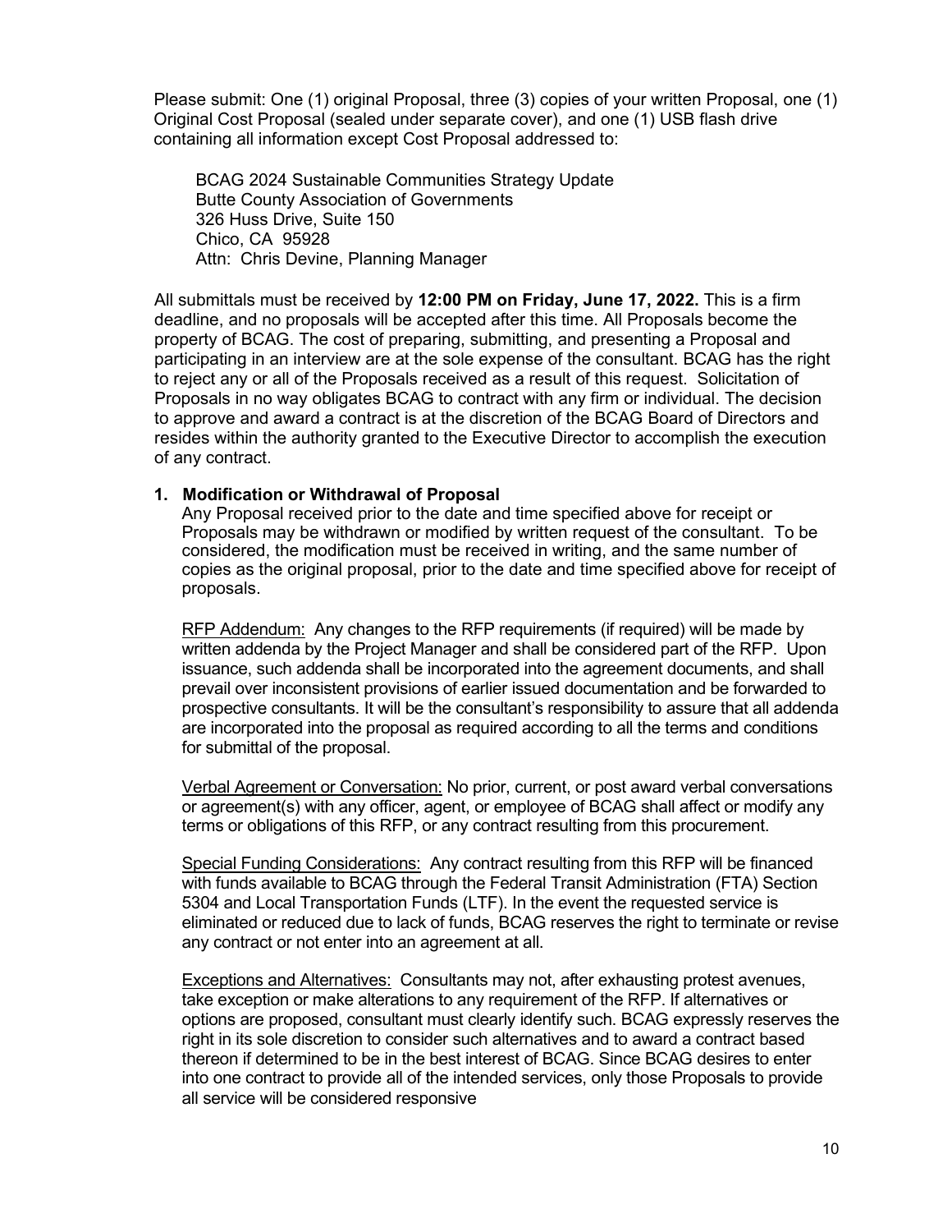Please submit: One (1) original Proposal, three (3) copies of your written Proposal, one (1) Original Cost Proposal (sealed under separate cover), and one (1) USB flash drive containing all information except Cost Proposal addressed to:

BCAG 2024 Sustainable Communities Strategy Update
Butte County Association of Governments
326 Huss Drive, Suite 150
Chico, CA 95928
Attn: Chris Devine, Planning Manager

All submittals must be received by **12:00 PM on Friday, June 17, 2022.** This is a firm deadline, and no proposals will be accepted after this time. All Proposals become the property of BCAG. The cost of preparing, submitting, and presenting a Proposal and participating in an interview are at the sole expense of the consultant. BCAG has the right to reject any or all of the Proposals received as a result of this request. Solicitation of Proposals in no way obligates BCAG to contract with any firm or individual. The decision to approve and award a contract is at the discretion of the BCAG Board of Directors and resides within the authority granted to the Executive Director to accomplish the execution of any contract.

**1. Modification or Withdrawal of Proposal**

Any Proposal received prior to the date and time specified above for receipt or Proposals may be withdrawn or modified by written request of the consultant. To be considered, the modification must be received in writing, and the same number of copies as the original proposal, prior to the date and time specified above for receipt of proposals.

<u>RFP Addendum:</u> Any changes to the RFP requirements (if required) will be made by written addenda by the Project Manager and shall be considered part of the RFP. Upon issuance, such addenda shall be incorporated into the agreement documents, and shall prevail over inconsistent provisions of earlier issued documentation and be forwarded to prospective consultants. It will be the consultant's responsibility to assure that all addenda are incorporated into the proposal as required according to all the terms and conditions for submittal of the proposal.

<u>Verbal Agreement or Conversation:</u> No prior, current, or post award verbal conversations or agreement(s) with any officer, agent, or employee of BCAG shall affect or modify any terms or obligations of this RFP, or any contract resulting from this procurement.

<u>Special Funding Considerations:</u> Any contract resulting from this RFP will be financed with funds available to BCAG through the Federal Transit Administration (FTA) Section 5304 and Local Transportation Funds (LTF). In the event the requested service is eliminated or reduced due to lack of funds, BCAG reserves the right to terminate or revise any contract or not enter into an agreement at all.

<u>Exceptions and Alternatives:</u> Consultants may not, after exhausting protest avenues, take exception or make alterations to any requirement of the RFP. If alternatives or options are proposed, consultant must clearly identify such. BCAG expressly reserves the right in its sole discretion to consider such alternatives and to award a contract based thereon if determined to be in the best interest of BCAG. Since BCAG desires to enter into one contract to provide all of the intended services, only those Proposals to provide all service will be considered responsive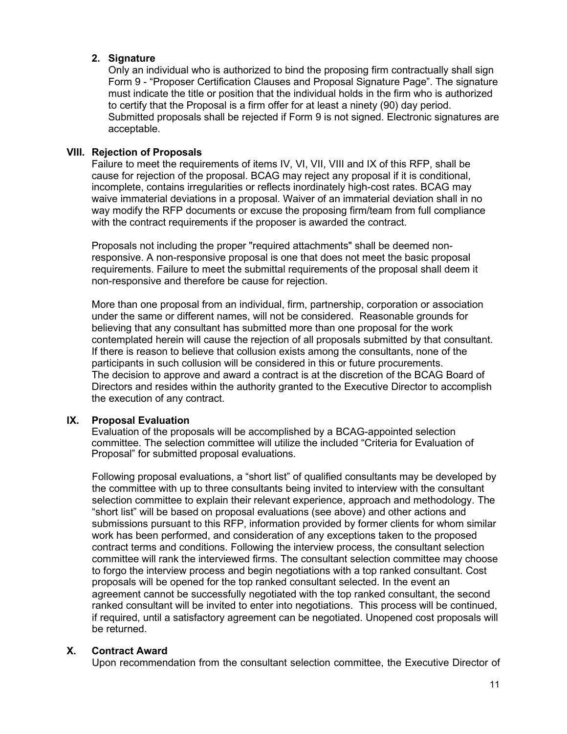2. **Signature**

   Only an individual who is authorized to bind the proposing firm contractually shall sign Form 9 - “Proposer Certification Clauses and Proposal Signature Page”. The signature must indicate the title or position that the individual holds in the firm who is authorized to certify that the Proposal is a firm offer for at least a ninety (90) day period. Submitted proposals shall be rejected if Form 9 is not signed. Electronic signatures are acceptable.

## VIII. Rejection of Proposals

Failure to meet the requirements of items IV, VI, VII, VIII and IX of this RFP, shall be cause for rejection of the proposal. BCAG may reject any proposal if it is conditional, incomplete, contains irregularities or reflects inordinately high-cost rates. BCAG may waive immaterial deviations in a proposal. Waiver of an immaterial deviation shall in no way modify the RFP documents or excuse the proposing firm/team from full compliance with the contract requirements if the proposer is awarded the contract.

Proposals not including the proper "required attachments" shall be deemed non-responsive. A non-responsive proposal is one that does not meet the basic proposal requirements. Failure to meet the submittal requirements of the proposal shall deem it non-responsive and therefore be cause for rejection.

More than one proposal from an individual, firm, partnership, corporation or association under the same or different names, will not be considered. Reasonable grounds for believing that any consultant has submitted more than one proposal for the work contemplated herein will cause the rejection of all proposals submitted by that consultant. If there is reason to believe that collusion exists among the consultants, none of the participants in such collusion will be considered in this or future procurements. The decision to approve and award a contract is at the discretion of the BCAG Board of Directors and resides within the authority granted to the Executive Director to accomplish the execution of any contract.

## IX. Proposal Evaluation

Evaluation of the proposals will be accomplished by a BCAG-appointed selection committee. The selection committee will utilize the included “Criteria for Evaluation of Proposal” for submitted proposal evaluations.

Following proposal evaluations, a “short list” of qualified consultants may be developed by the committee with up to three consultants being invited to interview with the consultant selection committee to explain their relevant experience, approach and methodology. The “short list” will be based on proposal evaluations (see above) and other actions and submissions pursuant to this RFP, information provided by former clients for whom similar work has been performed, and consideration of any exceptions taken to the proposed contract terms and conditions. Following the interview process, the consultant selection committee will rank the interviewed firms. The consultant selection committee may choose to forgo the interview process and begin negotiations with a top ranked consultant. Cost proposals will be opened for the top ranked consultant selected. In the event an agreement cannot be successfully negotiated with the top ranked consultant, the second ranked consultant will be invited to enter into negotiations. This process will be continued, if required, until a satisfactory agreement can be negotiated. Unopened cost proposals will be returned.

## X. Contract Award

Upon recommendation from the consultant selection committee, the Executive Director of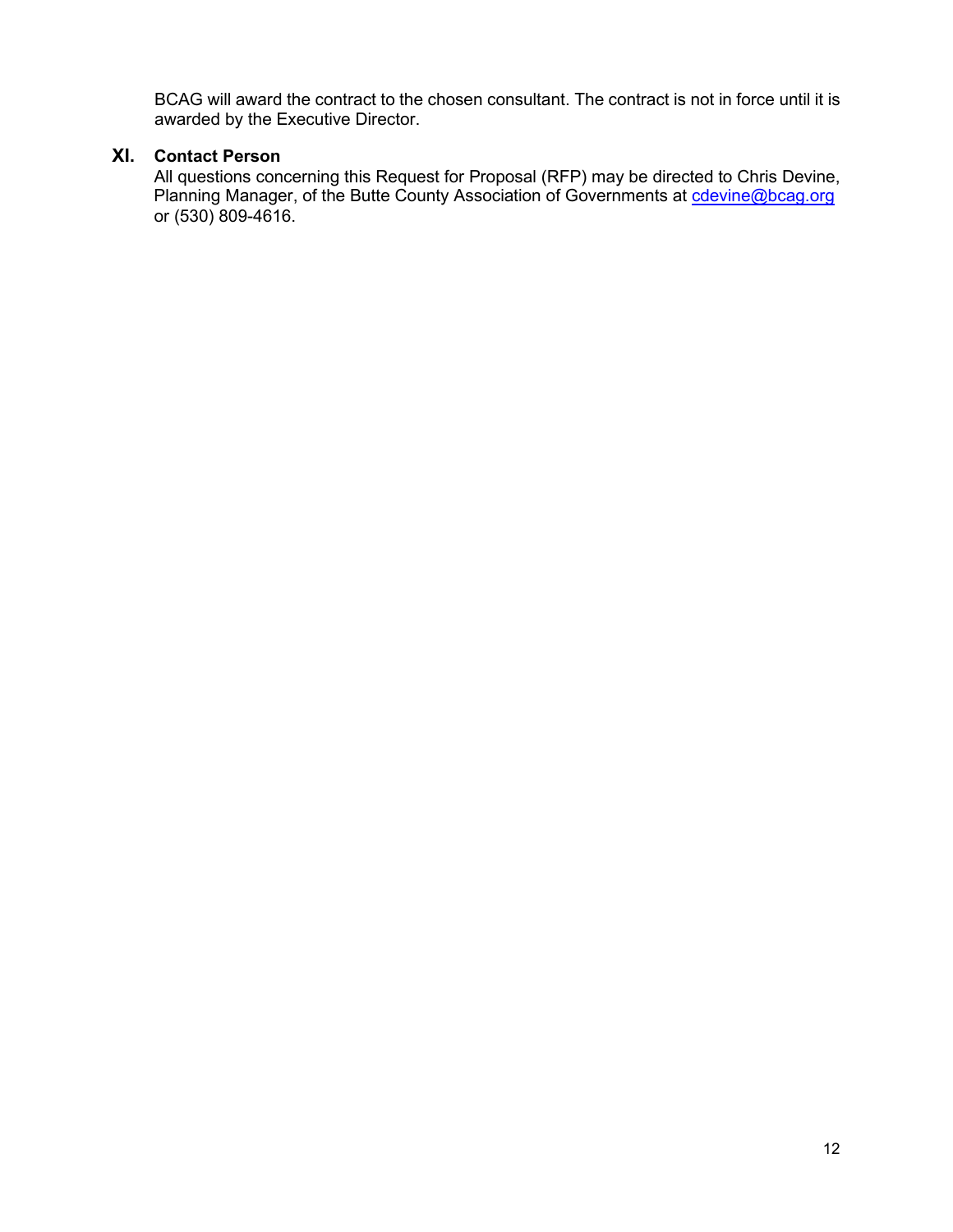BCAG will award the contract to the chosen consultant. The contract is not in force until it is awarded by the Executive Director.

## XI. Contact Person

All questions concerning this Request for Proposal (RFP) may be directed to Chris Devine, Planning Manager, of the Butte County Association of Governments at cdevine@bcag.org or (530) 809-4616.